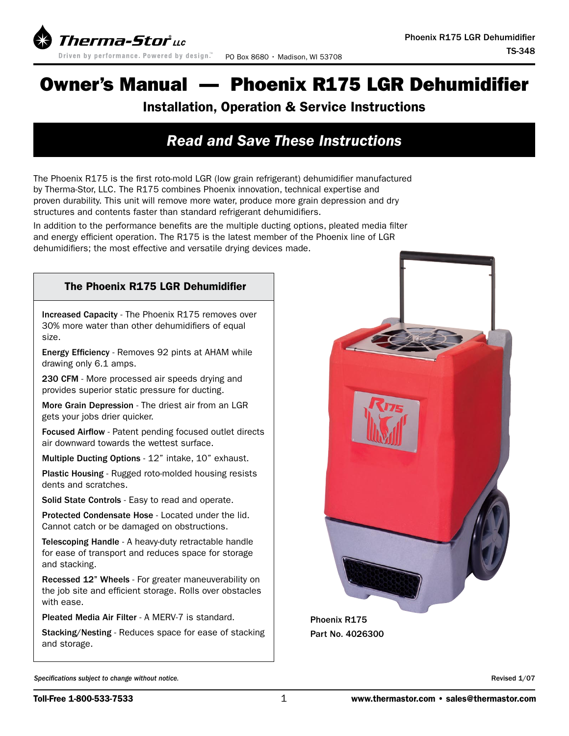# Owner's Manual — Phoenix R175 LGR Dehumidifier

## Installation, Operation & Service Instructions

**_Read and Save These Instructions_**

The Phoenix R175 is the first roto-mold LGR (low grain refrigerant) dehumidifier manufactured by Therma-Stor, LLC. The R175 combines Phoenix innovation, technical expertise and proven durability. This unit will remove more water, produce more grain depression and dry structures and contents faster than standard refrigerant dehumidifiers.

In addition to the performance benefits are the multiple ducting options, pleated media filter and energy efficient operation. The R175 is the latest member of the Phoenix line of LGR dehumidifiers; the most effective and versatile drying devices made.

### The Phoenix R175 LGR Dehumidifier

**Increased Capacity** - The Phoenix R175 removes over 30% more water than other dehumidifiers of equal size.

**Energy Efficiency** - Removes 92 pints at AHAM while drawing only 6.1 amps.

**230 CFM** - More processed air speeds drying and provides superior static pressure for ducting.

**More Grain Depression** - The driest air from an LGR gets your jobs drier quicker.

**Focused Airflow** - Patent pending focused outlet directs air downward towards the wettest surface.

**Multiple Ducting Options** - 12" intake, 10" exhaust.

**Plastic Housing** - Rugged roto-molded housing resists dents and scratches.

**Solid State Controls** - Easy to read and operate.

**Protected Condensate Hose** - Located under the lid. Cannot catch or be damaged on obstructions.

**Telescoping Handle** - A heavy-duty retractable handle for ease of transport and reduces space for storage and stacking.

**Recessed 12" Wheels** - For greater maneuverability on the job site and efficient storage. Rolls over obstacles with ease.

**Pleated Media Air Filter** - A MERV-7 is standard.

**Stacking/Nesting** - Reduces space for ease of stacking and storage.

Phoenix R175
Part No. 4026300

*Specifications subject to change without notice.*

Revised 1/07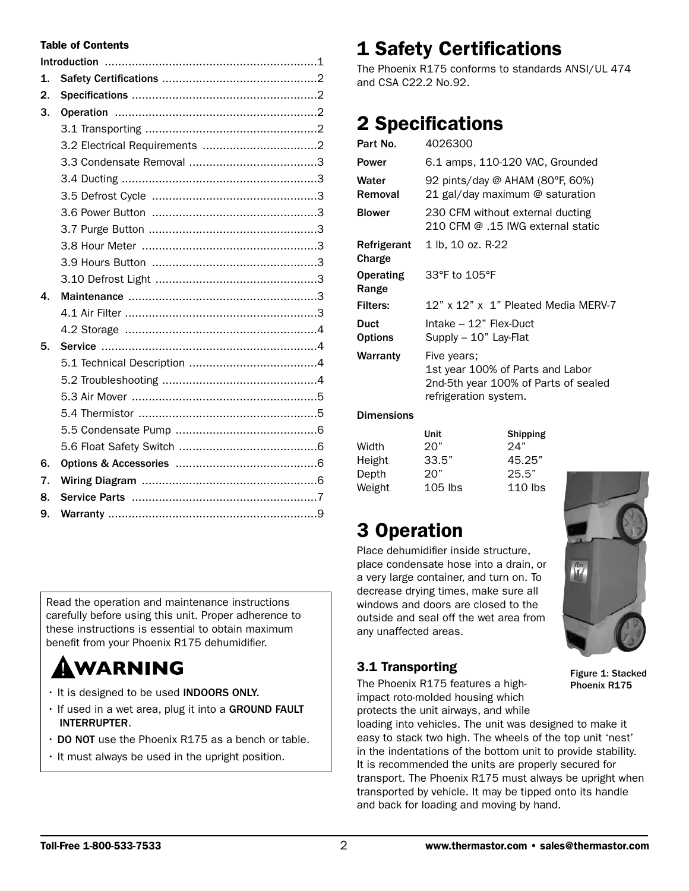**Table of Contents**

| | | |
|---|---|---|
| | Introduction | 1 |
| 1. | Safety Certifications | 2 |
| 2. | Specifications | 2 |
| 3. | Operation | 2 |
| | 3.1 Transporting | 2 |
| | 3.2 Electrical Requirements | 2 |
| | 3.3 Condensate Removal | 3 |
| | 3.4 Ducting | 3 |
| | 3.5 Defrost Cycle | 3 |
| | 3.6 Power Button | 3 |
| | 3.7 Purge Button | 3 |
| | 3.8 Hour Meter | 3 |
| | 3.9 Hours Button | 3 |
| | 3.10 Defrost Light | 3 |
| 4. | Maintenance | 3 |
| | 4.1 Air Filter | 3 |
| | 4.2 Storage | 4 |
| 5. | Service | 4 |
| | 5.1 Technical Description | 4 |
| | 5.2 Troubleshooting | 4 |
| | 5.3 Air Mover | 5 |
| | 5.4 Thermistor | 5 |
| | 5.5 Condensate Pump | 6 |
| | 5.6 Float Safety Switch | 6 |
| 6. | Options & Accessories | 6 |
| 7. | Wiring Diagram | 6 |
| 8. | Service Parts | 7 |
| 9. | Warranty | 9 |

Read the operation and maintenance instructions carefully before using this unit. Proper adherence to these instructions is essential to obtain maximum benefit from your Phoenix R175 dehumidifier.

**⚠ WARNING**

- It is designed to be used **INDOORS ONLY.**
- If used in a wet area, plug it into a **GROUND FAULT INTERRUPTER**.
- **DO NOT** use the Phoenix R175 as a bench or table.
- It must always be used in the upright position.

# 1 Safety Certifications

The Phoenix R175 conforms to standards ANSI/UL 474 and CSA C22.2 No.92.

# 2 Specifications

| | |
|---|---|
| **Part No.** | 4026300 |
| **Power** | 6.1 amps, 110-120 VAC, Grounded |
| **Water Removal** | 92 pints/day @ AHAM (80°F, 60%)<br>21 gal/day maximum @ saturation |
| **Blower** | 230 CFM without external ducting<br>210 CFM @ .15 IWG external static |
| **Refrigerant Charge** | 1 lb, 10 oz. R-22 |
| **Operating Range** | 33°F to 105°F |
| **Filters:** | 12" x 12" x 1" Pleated Media MERV-7 |
| **Duct Options** | Intake – 12" Flex-Duct<br>Supply – 10" Lay-Flat |
| **Warranty** | Five years;<br>1st year 100% of Parts and Labor<br>2nd-5th year 100% of Parts of sealed refrigeration system. |

**Dimensions**

| | Unit | Shipping |
|---|---|---|
| Width | 20" | 24" |
| Height | 33.5" | 45.25" |
| Depth | 20" | 25.5" |
| Weight | 105 lbs | 110 lbs |

# 3 Operation

Place dehumidifier inside structure, place condensate hose into a drain, or a very large container, and turn on. To decrease drying times, make sure all windows and doors are closed to the outside and seal off the wet area from any unaffected areas.

Figure 1: Stacked Phoenix R175

## 3.1 Transporting

The Phoenix R175 features a high-impact roto-molded housing which protects the unit airways, and while loading into vehicles. The unit was designed to make it easy to stack two high. The wheels of the top unit 'nest' in the indentations of the bottom unit to provide stability. It is recommended the units are properly secured for transport. The Phoenix R175 must always be upright when transported by vehicle. It may be tipped onto its handle and back for loading and moving by hand.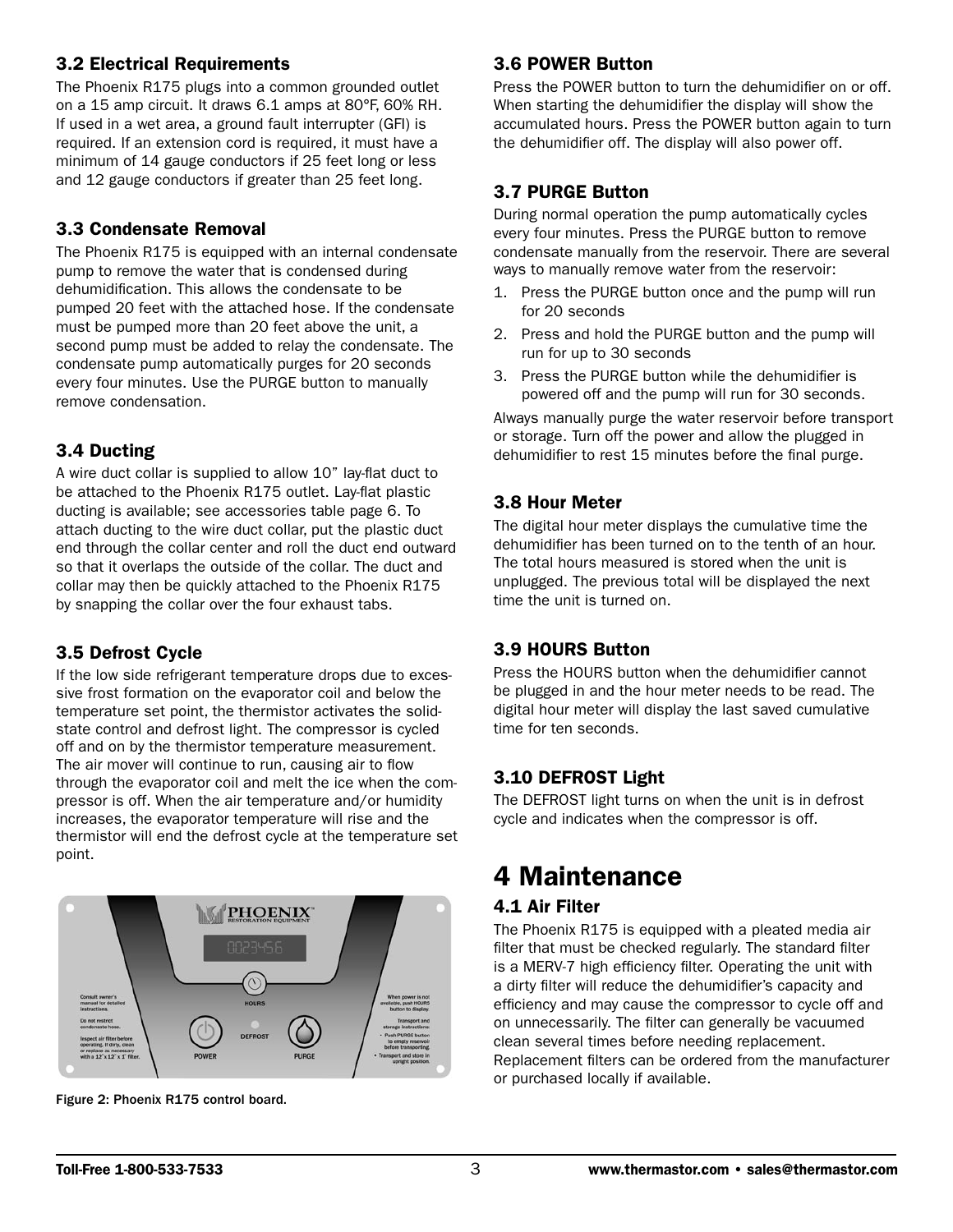## 3.2 Electrical Requirements

The Phoenix R175 plugs into a common grounded outlet on a 15 amp circuit. It draws 6.1 amps at 80°F, 60% RH. If used in a wet area, a ground fault interrupter (GFI) is required. If an extension cord is required, it must have a minimum of 14 gauge conductors if 25 feet long or less and 12 gauge conductors if greater than 25 feet long.

## 3.3 Condensate Removal

The Phoenix R175 is equipped with an internal condensate pump to remove the water that is condensed during dehumidification. This allows the condensate to be pumped 20 feet with the attached hose. If the condensate must be pumped more than 20 feet above the unit, a second pump must be added to relay the condensate. The condensate pump automatically purges for 20 seconds every four minutes. Use the PURGE button to manually remove condensation.

## 3.4 Ducting

A wire duct collar is supplied to allow 10" lay-flat duct to be attached to the Phoenix R175 outlet. Lay-flat plastic ducting is available; see accessories table page 6. To attach ducting to the wire duct collar, put the plastic duct end through the collar center and roll the duct end outward so that it overlaps the outside of the collar. The duct and collar may then be quickly attached to the Phoenix R175 by snapping the collar over the four exhaust tabs.

## 3.5 Defrost Cycle

If the low side refrigerant temperature drops due to excessive frost formation on the evaporator coil and below the temperature set point, the thermistor activates the solid-state control and defrost light. The compressor is cycled off and on by the thermistor temperature measurement. The air mover will continue to run, causing air to flow through the evaporator coil and melt the ice when the compressor is off. When the air temperature and/or humidity increases, the evaporator temperature will rise and the thermistor will end the defrost cycle at the temperature set point.

Figure 2: Phoenix R175 control board.

## 3.6 POWER Button

Press the POWER button to turn the dehumidifier on or off. When starting the dehumidifier the display will show the accumulated hours. Press the POWER button again to turn the dehumidifier off. The display will also power off.

## 3.7 PURGE Button

During normal operation the pump automatically cycles every four minutes. Press the PURGE button to remove condensate manually from the reservoir. There are several ways to manually remove water from the reservoir:

1. Press the PURGE button once and the pump will run for 20 seconds
2. Press and hold the PURGE button and the pump will run for up to 30 seconds
3. Press the PURGE button while the dehumidifier is powered off and the pump will run for 30 seconds.

Always manually purge the water reservoir before transport or storage. Turn off the power and allow the plugged in dehumidifier to rest 15 minutes before the final purge.

## 3.8 Hour Meter

The digital hour meter displays the cumulative time the dehumidifier has been turned on to the tenth of an hour. The total hours measured is stored when the unit is unplugged. The previous total will be displayed the next time the unit is turned on.

## 3.9 HOURS Button

Press the HOURS button when the dehumidifier cannot be plugged in and the hour meter needs to be read. The digital hour meter will display the last saved cumulative time for ten seconds.

## 3.10 DEFROST Light

The DEFROST light turns on when the unit is in defrost cycle and indicates when the compressor is off.

# 4 Maintenance

## 4.1 Air Filter

The Phoenix R175 is equipped with a pleated media air filter that must be checked regularly. The standard filter is a MERV-7 high efficiency filter. Operating the unit with a dirty filter will reduce the dehumidifier's capacity and efficiency and may cause the compressor to cycle off and on unnecessarily. The filter can generally be vacuumed clean several times before needing replacement. Replacement filters can be ordered from the manufacturer or purchased locally if available.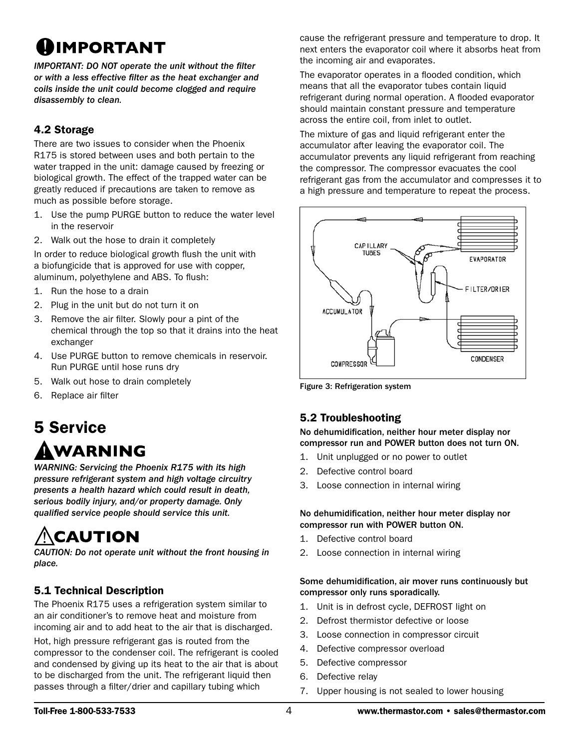# IMPORTANT

*IMPORTANT: DO NOT operate the unit without the filter or with a less effective filter as the heat exchanger and coils inside the unit could become clogged and require disassembly to clean.*

### 4.2 Storage

There are two issues to consider when the Phoenix R175 is stored between uses and both pertain to the water trapped in the unit: damage caused by freezing or biological growth. The effect of the trapped water can be greatly reduced if precautions are taken to remove as much as possible before storage.

1. Use the pump PURGE button to reduce the water level in the reservoir
2. Walk out the hose to drain it completely

In order to reduce biological growth flush the unit with a biofungicide that is approved for use with copper, aluminum, polyethylene and ABS. To flush:

1. Run the hose to a drain
2. Plug in the unit but do not turn it on
3. Remove the air filter. Slowly pour a pint of the chemical through the top so that it drains into the heat exchanger
4. Use PURGE button to remove chemicals in reservoir. Run PURGE until hose runs dry
5. Walk out hose to drain completely
6. Replace air filter

## 5 Service

# WARNING

*WARNING: Servicing the Phoenix R175 with its high pressure refrigerant system and high voltage circuitry presents a health hazard which could result in death, serious bodily injury, and/or property damage. Only qualified service people should service this unit.*

# CAUTION

*CAUTION: Do not operate unit without the front housing in place.*

### 5.1 Technical Description

The Phoenix R175 uses a refrigeration system similar to an air conditioner's to remove heat and moisture from incoming air and to add heat to the air that is discharged.

Hot, high pressure refrigerant gas is routed from the compressor to the condenser coil. The refrigerant is cooled and condensed by giving up its heat to the air that is about to be discharged from the unit. The refrigerant liquid then passes through a filter/drier and capillary tubing which cause the refrigerant pressure and temperature to drop. It next enters the evaporator coil where it absorbs heat from the incoming air and evaporates.

The evaporator operates in a flooded condition, which means that all the evaporator tubes contain liquid refrigerant during normal operation. A flooded evaporator should maintain constant pressure and temperature across the entire coil, from inlet to outlet.

The mixture of gas and liquid refrigerant enter the accumulator after leaving the evaporator coil. The accumulator prevents any liquid refrigerant from reaching the compressor. The compressor evacuates the cool refrigerant gas from the accumulator and compresses it to a high pressure and temperature to repeat the process.

Figure 3: Refrigeration system

### 5.2 Troubleshooting

**No dehumidification, neither hour meter display nor compressor run and POWER button does not turn ON.**

1. Unit unplugged or no power to outlet
2. Defective control board
3. Loose connection in internal wiring

**No dehumidification, neither hour meter display nor compressor run with POWER button ON.**

1. Defective control board
2. Loose connection in internal wiring

**Some dehumidification, air mover runs continuously but compressor only runs sporadically.**

1. Unit is in defrost cycle, DEFROST light on
2. Defrost thermistor defective or loose
3. Loose connection in compressor circuit
4. Defective compressor overload
5. Defective compressor
6. Defective relay
7. Upper housing is not sealed to lower housing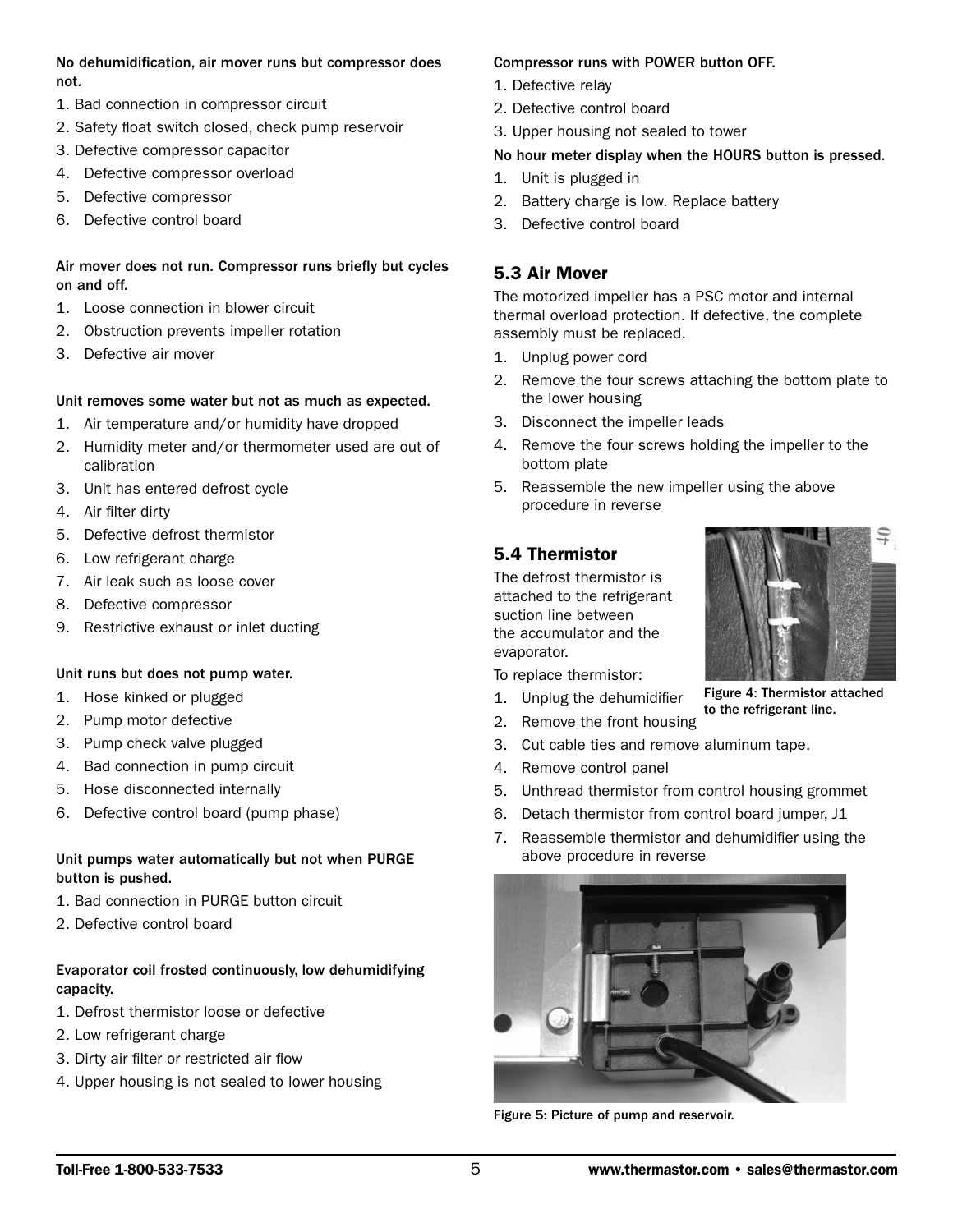**No dehumidification, air mover runs but compressor does not.**

1. Bad connection in compressor circuit
2. Safety float switch closed, check pump reservoir
3. Defective compressor capacitor
4. Defective compressor overload
5. Defective compressor
6. Defective control board

**Air mover does not run. Compressor runs briefly but cycles on and off.**

1. Loose connection in blower circuit
2. Obstruction prevents impeller rotation
3. Defective air mover

**Unit removes some water but not as much as expected.**

1. Air temperature and/or humidity have dropped
2. Humidity meter and/or thermometer used are out of calibration
3. Unit has entered defrost cycle
4. Air filter dirty
5. Defective defrost thermistor
6. Low refrigerant charge
7. Air leak such as loose cover
8. Defective compressor
9. Restrictive exhaust or inlet ducting

**Unit runs but does not pump water.**

1. Hose kinked or plugged
2. Pump motor defective
3. Pump check valve plugged
4. Bad connection in pump circuit
5. Hose disconnected internally
6. Defective control board (pump phase)

**Unit pumps water automatically but not when PURGE button is pushed.**

1. Bad connection in PURGE button circuit
2. Defective control board

**Evaporator coil frosted continuously, low dehumidifying capacity.**

1. Defrost thermistor loose or defective
2. Low refrigerant charge
3. Dirty air filter or restricted air flow
4. Upper housing is not sealed to lower housing

**Compressor runs with POWER button OFF.**

1. Defective relay
2. Defective control board
3. Upper housing not sealed to tower

**No hour meter display when the HOURS button is pressed.**

1. Unit is plugged in
2. Battery charge is low. Replace battery
3. Defective control board

## 5.3 Air Mover

The motorized impeller has a PSC motor and internal thermal overload protection. If defective, the complete assembly must be replaced.

1. Unplug power cord
2. Remove the four screws attaching the bottom plate to the lower housing
3. Disconnect the impeller leads
4. Remove the four screws holding the impeller to the bottom plate
5. Reassemble the new impeller using the above procedure in reverse

## 5.4 Thermistor

The defrost thermistor is attached to the refrigerant suction line between the accumulator and the evaporator.

Figure 4: Thermistor attached to the refrigerant line.

To replace thermistor:

1. Unplug the dehumidifier
2. Remove the front housing
3. Cut cable ties and remove aluminum tape.
4. Remove control panel
5. Unthread thermistor from control housing grommet
6. Detach thermistor from control board jumper, J1
7. Reassemble thermistor and dehumidifier using the above procedure in reverse

Figure 5: Picture of pump and reservoir.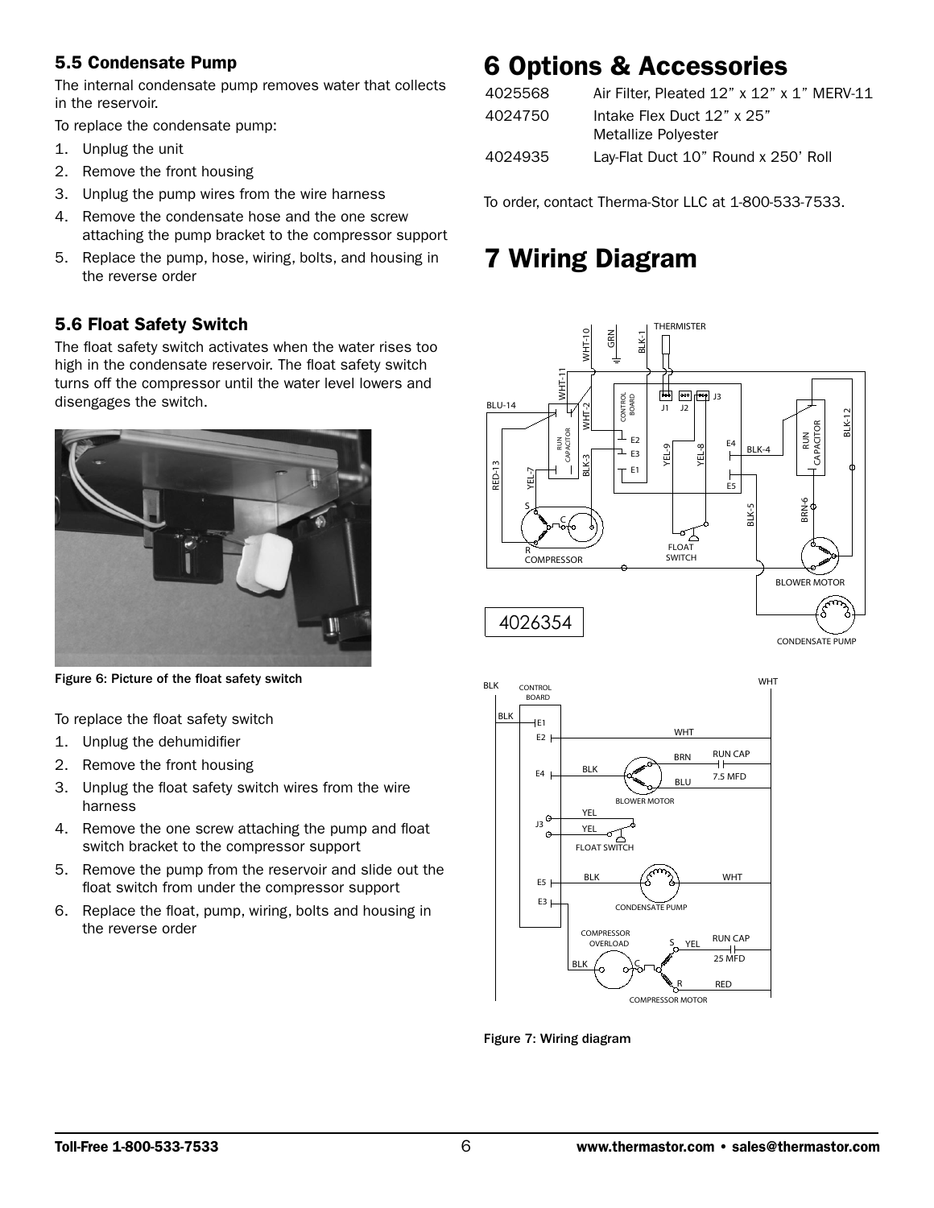### 5.5 Condensate Pump

The internal condensate pump removes water that collects in the reservoir.

To replace the condensate pump:

1. Unplug the unit
2. Remove the front housing
3. Unplug the pump wires from the wire harness
4. Remove the condensate hose and the one screw attaching the pump bracket to the compressor support
5. Replace the pump, hose, wiring, bolts, and housing in the reverse order

### 5.6 Float Safety Switch

The float safety switch activates when the water rises too high in the condensate reservoir. The float safety switch turns off the compressor until the water level lowers and disengages the switch.

Figure 6: Picture of the float safety switch

To replace the float safety switch

1. Unplug the dehumidifier
2. Remove the front housing
3. Unplug the float safety switch wires from the wire harness
4. Remove the one screw attaching the pump and float switch bracket to the compressor support
5. Remove the pump from the reservoir and slide out the float switch from under the compressor support
6. Replace the float, pump, wiring, bolts and housing in the reverse order

# 6 Options & Accessories

| | |
|---|---|
| 4025568 | Air Filter, Pleated 12" x 12" x 1" MERV-11 |
| 4024750 | Intake Flex Duct 12" x 25" Metallize Polyester |
| 4024935 | Lay-Flat Duct 10" Round x 250' Roll |

To order, contact Therma-Stor LLC at 1-800-533-7533.

# 7 Wiring Diagram

Figure 7: Wiring diagram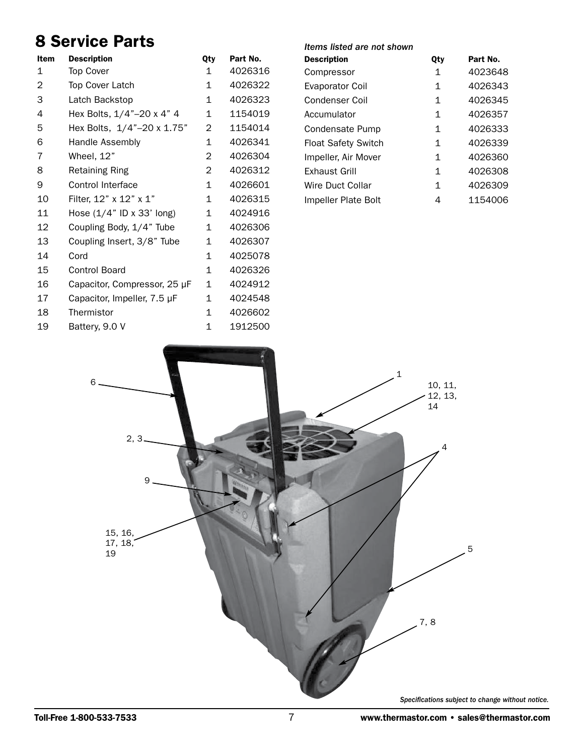# 8 Service Parts

| Item | Description | Qty | Part No. |
|---|---|---|---|
| 1 | Top Cover | 1 | 4026316 |
| 2 | Top Cover Latch | 1 | 4026322 |
| 3 | Latch Backstop | 1 | 4026323 |
| 4 | Hex Bolts, 1/4”–20 x 4” 4 | 1 | 1154019 |
| 5 | Hex Bolts, 1/4”–20 x 1.75” | 2 | 1154014 |
| 6 | Handle Assembly | 1 | 4026341 |
| 7 | Wheel, 12” | 2 | 4026304 |
| 8 | Retaining Ring | 2 | 4026312 |
| 9 | Control Interface | 1 | 4026601 |
| 10 | Filter, 12” x 12” x 1” | 1 | 4026315 |
| 11 | Hose (1/4” ID x 33’ long) | 1 | 4024916 |
| 12 | Coupling Body, 1/4” Tube | 1 | 4026306 |
| 13 | Coupling Insert, 3/8” Tube | 1 | 4026307 |
| 14 | Cord | 1 | 4025078 |
| 15 | Control Board | 1 | 4026326 |
| 16 | Capacitor, Compressor, 25 μF | 1 | 4024912 |
| 17 | Capacitor, Impeller, 7.5 μF | 1 | 4024548 |
| 18 | Thermistor | 1 | 4026602 |
| 19 | Battery, 9.0 V | 1 | 1912500 |

*Items listed are not shown*

| Description | Qty | Part No. |
|---|---|---|
| Compressor | 1 | 4023648 |
| Evaporator Coil | 1 | 4026343 |
| Condenser Coil | 1 | 4026345 |
| Accumulator | 1 | 4026357 |
| Condensate Pump | 1 | 4026333 |
| Float Safety Switch | 1 | 4026339 |
| Impeller, Air Mover | 1 | 4026360 |
| Exhaust Grill | 1 | 4026308 |
| Wire Duct Collar | 1 | 4026309 |
| Impeller Plate Bolt | 4 | 1154006 |

*Specifications subject to change without notice.*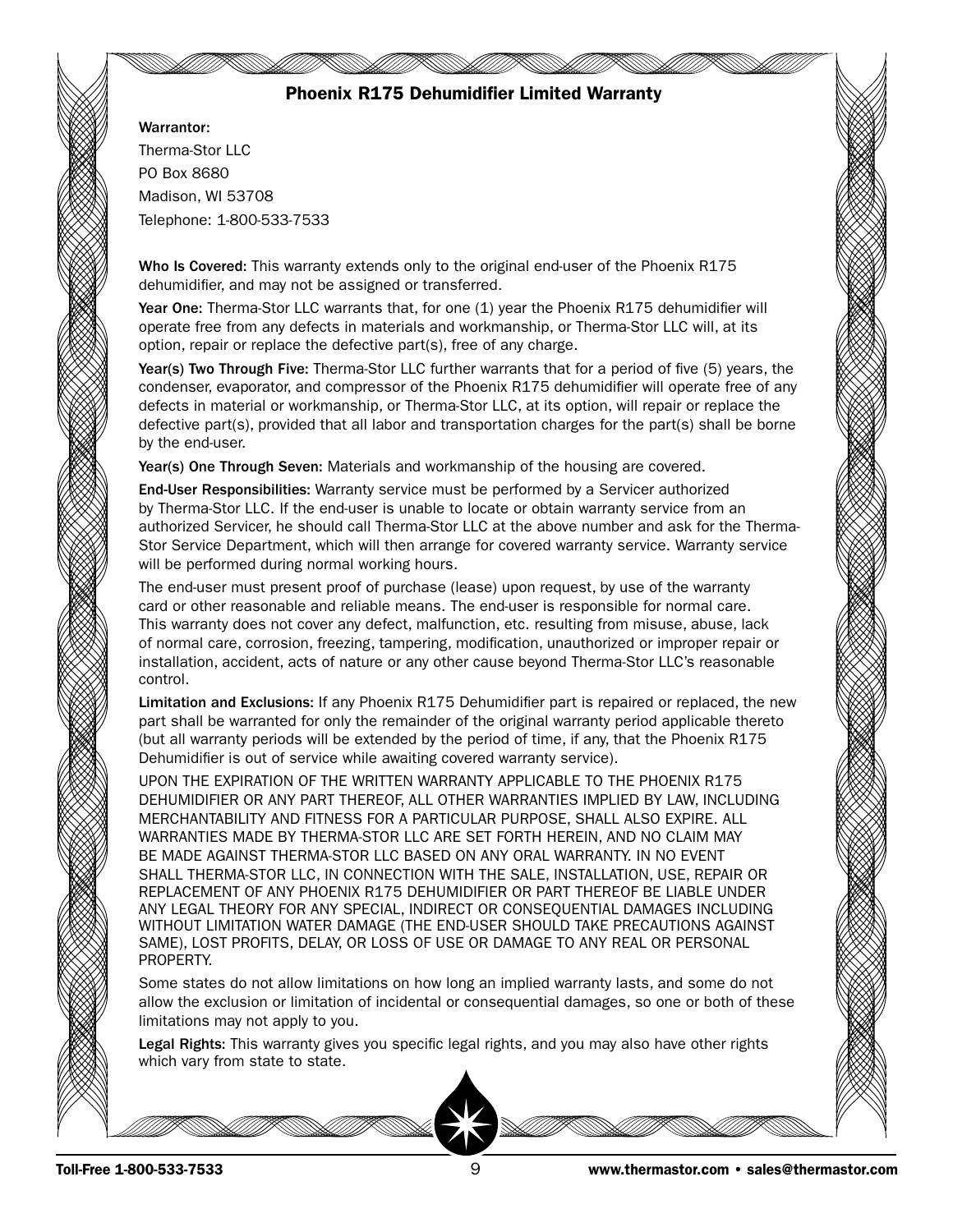## Phoenix R175 Dehumidifier Limited Warranty

**Warrantor:**

Therma-Stor LLC
PO Box 8680
Madison, WI 53708
Telephone: 1-800-533-7533

**Who Is Covered:** This warranty extends only to the original end-user of the Phoenix R175 dehumidifier, and may not be assigned or transferred.

**Year One:** Therma-Stor LLC warrants that, for one (1) year the Phoenix R175 dehumidifier will operate free from any defects in materials and workmanship, or Therma-Stor LLC will, at its option, repair or replace the defective part(s), free of any charge.

**Year(s) Two Through Five:** Therma-Stor LLC further warrants that for a period of five (5) years, the condenser, evaporator, and compressor of the Phoenix R175 dehumidifier will operate free of any defects in material or workmanship, or Therma-Stor LLC, at its option, will repair or replace the defective part(s), provided that all labor and transportation charges for the part(s) shall be borne by the end-user.

**Year(s) One Through Seven:** Materials and workmanship of the housing are covered.

**End-User Responsibilities:** Warranty service must be performed by a Servicer authorized by Therma-Stor LLC. If the end-user is unable to locate or obtain warranty service from an authorized Servicer, he should call Therma-Stor LLC at the above number and ask for the Therma-Stor Service Department, which will then arrange for covered warranty service. Warranty service will be performed during normal working hours.

The end-user must present proof of purchase (lease) upon request, by use of the warranty card or other reasonable and reliable means. The end-user is responsible for normal care. This warranty does not cover any defect, malfunction, etc. resulting from misuse, abuse, lack of normal care, corrosion, freezing, tampering, modification, unauthorized or improper repair or installation, accident, acts of nature or any other cause beyond Therma-Stor LLC's reasonable control.

**Limitation and Exclusions:** If any Phoenix R175 Dehumidifier part is repaired or replaced, the new part shall be warranted for only the remainder of the original warranty period applicable thereto (but all warranty periods will be extended by the period of time, if any, that the Phoenix R175 Dehumidifier is out of service while awaiting covered warranty service).

UPON THE EXPIRATION OF THE WRITTEN WARRANTY APPLICABLE TO THE PHOENIX R175 DEHUMIDIFIER OR ANY PART THEREOF, ALL OTHER WARRANTIES IMPLIED BY LAW, INCLUDING MERCHANTABILITY AND FITNESS FOR A PARTICULAR PURPOSE, SHALL ALSO EXPIRE. ALL WARRANTIES MADE BY THERMA-STOR LLC ARE SET FORTH HEREIN, AND NO CLAIM MAY BE MADE AGAINST THERMA-STOR LLC BASED ON ANY ORAL WARRANTY. IN NO EVENT SHALL THERMA-STOR LLC, IN CONNECTION WITH THE SALE, INSTALLATION, USE, REPAIR OR REPLACEMENT OF ANY PHOENIX R175 DEHUMIDIFIER OR PART THEREOF BE LIABLE UNDER ANY LEGAL THEORY FOR ANY SPECIAL, INDIRECT OR CONSEQUENTIAL DAMAGES INCLUDING WITHOUT LIMITATION WATER DAMAGE (THE END-USER SHOULD TAKE PRECAUTIONS AGAINST SAME), LOST PROFITS, DELAY, OR LOSS OF USE OR DAMAGE TO ANY REAL OR PERSONAL PROPERTY.

Some states do not allow limitations on how long an implied warranty lasts, and some do not allow the exclusion or limitation of incidental or consequential damages, so one or both of these limitations may not apply to you.

**Legal Rights:** This warranty gives you specific legal rights, and you may also have other rights which vary from state to state.

Toll-Free 1-800-533-7533

www.thermastor.com • sales@thermastor.com